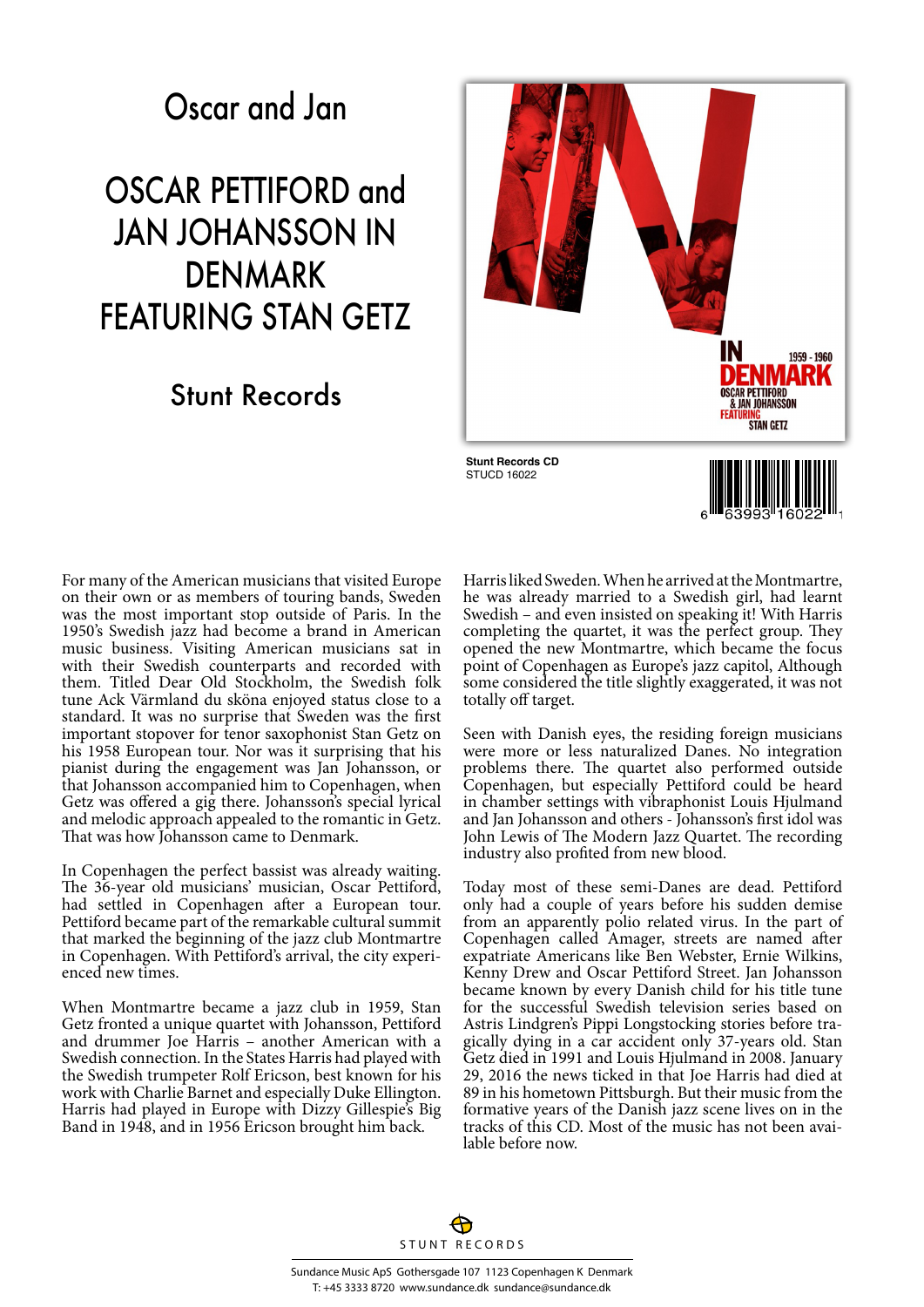# Oscar and Jan

## OSCAR PETTIFORD and JAN JOHANSSON IN DENMARK FEATURING STAN GETZ

### Stunt Records

**Stunt Records CD**
STUCD 16022

6 63993 16022 1

For many of the American musicians that visited Europe on their own or as members of touring bands, Sweden was the most important stop outside of Paris. In the 1950's Swedish jazz had become a brand in American music business. Visiting American musicians sat in with their Swedish counterparts and recorded with them. Titled Dear Old Stockholm, the Swedish folk tune Ack Värmland du sköna enjoyed status close to a standard. It was no surprise that Sweden was the first important stopover for tenor saxophonist Stan Getz on his 1958 European tour. Nor was it surprising that his pianist during the engagement was Jan Johansson, or that Johansson accompanied him to Copenhagen, when Getz was offered a gig there. Johansson's special lyrical and melodic approach appealed to the romantic in Getz. That was how Johansson came to Denmark.

In Copenhagen the perfect bassist was already waiting. The 36-year old musicians' musician, Oscar Pettiford, had settled in Copenhagen after a European tour. Pettiford became part of the remarkable cultural summit that marked the beginning of the jazz club Montmartre in Copenhagen. With Pettiford's arrival, the city experienced new times.

When Montmartre became a jazz club in 1959, Stan Getz fronted a unique quartet with Johansson, Pettiford and drummer Joe Harris – another American with a Swedish connection. In the States Harris had played with the Swedish trumpeter Rolf Ericson, best known for his work with Charlie Barnet and especially Duke Ellington. Harris had played in Europe with Dizzy Gillespie's Big Band in 1948, and in 1956 Ericson brought him back.

Harris liked Sweden. When he arrived at the Montmartre, he was already married to a Swedish girl, had learnt Swedish – and even insisted on speaking it! With Harris completing the quartet, it was the perfect group. They opened the new Montmartre, which became the focus point of Copenhagen as Europe's jazz capitol, Although some considered the title slightly exaggerated, it was not totally off target.

Seen with Danish eyes, the residing foreign musicians were more or less naturalized Danes. No integration problems there. The quartet also performed outside Copenhagen, but especially Pettiford could be heard in chamber settings with vibraphonist Louis Hjulmand and Jan Johansson and others - Johansson's first idol was John Lewis of The Modern Jazz Quartet. The recording industry also profited from new blood.

Today most of these semi-Danes are dead. Pettiford only had a couple of years before his sudden demise from an apparently polio related virus. In the part of Copenhagen called Amager, streets are named after expatriate Americans like Ben Webster, Ernie Wilkins, Kenny Drew and Oscar Pettiford Street. Jan Johansson became known by every Danish child for his title tune for the successful Swedish television series based on Astris Lindgren's Pippi Longstocking stories before tragically dying in a car accident only 37-years old. Stan Getz died in 1991 and Louis Hjulmand in 2008. January 29, 2016 the news ticked in that Joe Harris had died at 89 in his hometown Pittsburgh. But their music from the formative years of the Danish jazz scene lives on in the tracks of this CD. Most of the music has not been available before now.

STUNT RECORDS

Sundance Music ApS Gothersgade 107 1123 Copenhagen K Denmark
T: +45 3333 8720 www.sundance.dk sundance@sundance.dk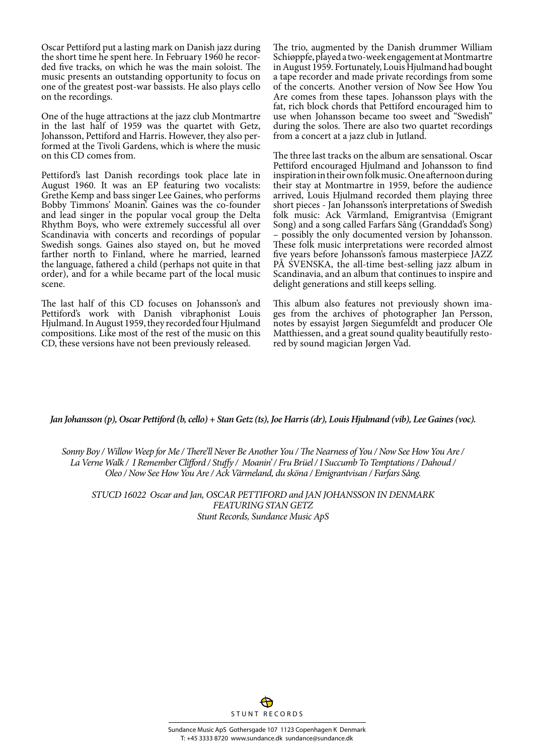Oscar Pettiford put a lasting mark on Danish jazz during the short time he spent here. In February 1960 he recorded five tracks, on which he was the main soloist. The music presents an outstanding opportunity to focus on one of the greatest post-war bassists. He also plays cello on the recordings.

One of the huge attractions at the jazz club Montmartre in the last half of 1959 was the quartet with Getz, Johansson, Pettiford and Harris. However, they also performed at the Tivoli Gardens, which is where the music on this CD comes from.

Pettiford's last Danish recordings took place late in August 1960. It was an EP featuring two vocalists: Grethe Kemp and bass singer Lee Gaines, who performs Bobby Timmons' Moanin'. Gaines was the co-founder and lead singer in the popular vocal group the Delta Rhythm Boys, who were extremely successful all over Scandinavia with concerts and recordings of popular Swedish songs. Gaines also stayed on, but he moved farther north to Finland, where he married, learned the language, fathered a child (perhaps not quite in that order), and for a while became part of the local music scene.

The last half of this CD focuses on Johansson's and Pettiford's work with Danish vibraphonist Louis Hjulmand. In August 1959, they recorded four Hjulmand compositions. Like most of the rest of the music on this CD, these versions have not been previously released.

The trio, augmented by the Danish drummer William Schiøppfe, played a two-week engagement at Montmartre in August 1959. Fortunately, Louis Hjulmand had bought a tape recorder and made private recordings from some of the concerts. Another version of Now See How You Are comes from these tapes. Johansson plays with the fat, rich block chords that Pettiford encouraged him to use when Johansson became too sweet and "Swedish" during the solos. There are also two quartet recordings from a concert at a jazz club in Jutland.

The three last tracks on the album are sensational. Oscar Pettiford encouraged Hjulmand and Johansson to find inspiration in their own folk music. One afternoon during their stay at Montmartre in 1959, before the audience arrived, Louis Hjulmand recorded them playing three short pieces - Jan Johansson's interpretations of Swedish folk music: Ack Värmland, Emigrantvisa (Emigrant Song) and a song called Farfars Sång (Granddad's Song) – possibly the only documented version by Johansson. These folk music interpretations were recorded almost five years before Johansson's famous masterpiece JAZZ PÅ SVENSKA, the all-time best-selling jazz album in Scandinavia, and an album that continues to inspire and delight generations and still keeps selling.

This album also features not previously shown images from the archives of photographer Jan Persson, notes by essayist Jørgen Siegumfeldt and producer Ole Matthiessen, and a great sound quality beautifully restored by sound magician Jørgen Vad.

***Jan Johansson (p), Oscar Pettiford (b, cello) + Stan Getz (ts), Joe Harris (dr), Louis Hjulmand (vib), Lee Gaines (voc).***

*Sonny Boy / Willow Weep for Me / There'll Never Be Another You / The Nearness of You / Now See How You Are / La Verne Walk / I Remember Clifford / Stuffy / Moanin' / Fru Brüel / I Succumb To Temptations / Dahoud / Oleo / Now See How You Are / Ack Värmeland, du sköna / Emigrantvisan / Farfars Sång.*

*STUCD 16022 Oscar and Jan, OSCAR PETTIFORD and JAN JOHANSSON IN DENMARK FEATURING STAN GETZ*
*Stunt Records, Sundance Music ApS*

STUNT RECORDS

Sundance Music ApS Gothersgade 107 1123 Copenhagen K Denmark
T: +45 3333 8720 www.sundance.dk sundance@sundance.dk